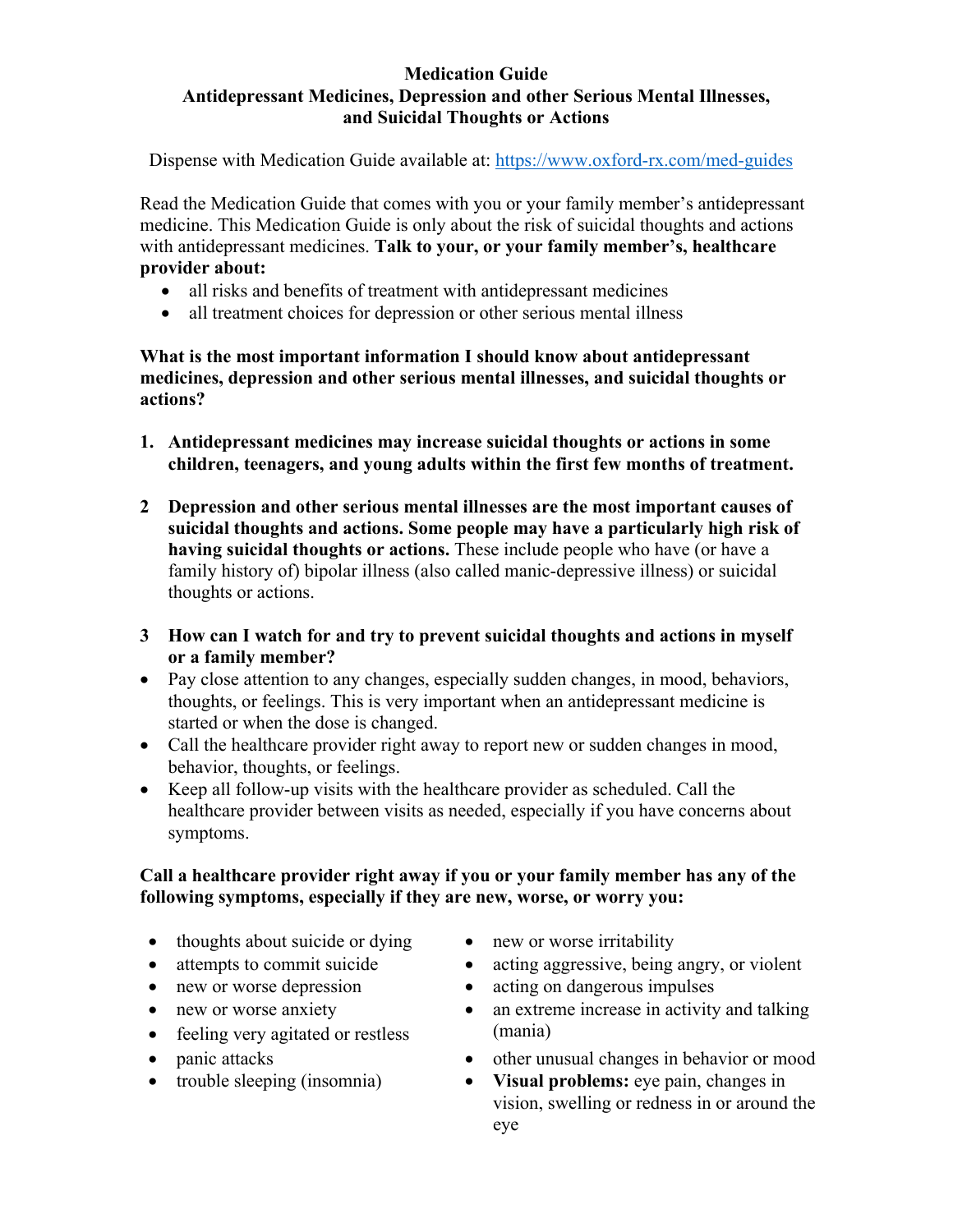# Medication Guide
## Antidepressant Medicines, Depression and other Serious Mental Illnesses, and Suicidal Thoughts or Actions

Dispense with Medication Guide available at: https://www.oxford-rx.com/med-guides

Read the Medication Guide that comes with you or your family member's antidepressant medicine. This Medication Guide is only about the risk of suicidal thoughts and actions with antidepressant medicines. **Talk to your, or your family member's, healthcare provider about:**

- all risks and benefits of treatment with antidepressant medicines
- all treatment choices for depression or other serious mental illness

**What is the most important information I should know about antidepressant medicines, depression and other serious mental illnesses, and suicidal thoughts or actions?**

1. **Antidepressant medicines may increase suicidal thoughts or actions in some children, teenagers, and young adults within the first few months of treatment.**

2 **Depression and other serious mental illnesses are the most important causes of suicidal thoughts and actions. Some people may have a particularly high risk of having suicidal thoughts or actions.** These include people who have (or have a family history of) bipolar illness (also called manic-depressive illness) or suicidal thoughts or actions.

3 **How can I watch for and try to prevent suicidal thoughts and actions in myself or a family member?**

- Pay close attention to any changes, especially sudden changes, in mood, behaviors, thoughts, or feelings. This is very important when an antidepressant medicine is started or when the dose is changed.
- Call the healthcare provider right away to report new or sudden changes in mood, behavior, thoughts, or feelings.
- Keep all follow-up visits with the healthcare provider as scheduled. Call the healthcare provider between visits as needed, especially if you have concerns about symptoms.

**Call a healthcare provider right away if you or your family member has any of the following symptoms, especially if they are new, worse, or worry you:**

- thoughts about suicide or dying
- attempts to commit suicide
- new or worse depression
- new or worse anxiety
- feeling very agitated or restless
- panic attacks
- trouble sleeping (insomnia)
- new or worse irritability
- acting aggressive, being angry, or violent
- acting on dangerous impulses
- an extreme increase in activity and talking (mania)
- other unusual changes in behavior or mood
- **Visual problems:** eye pain, changes in vision, swelling or redness in or around the eye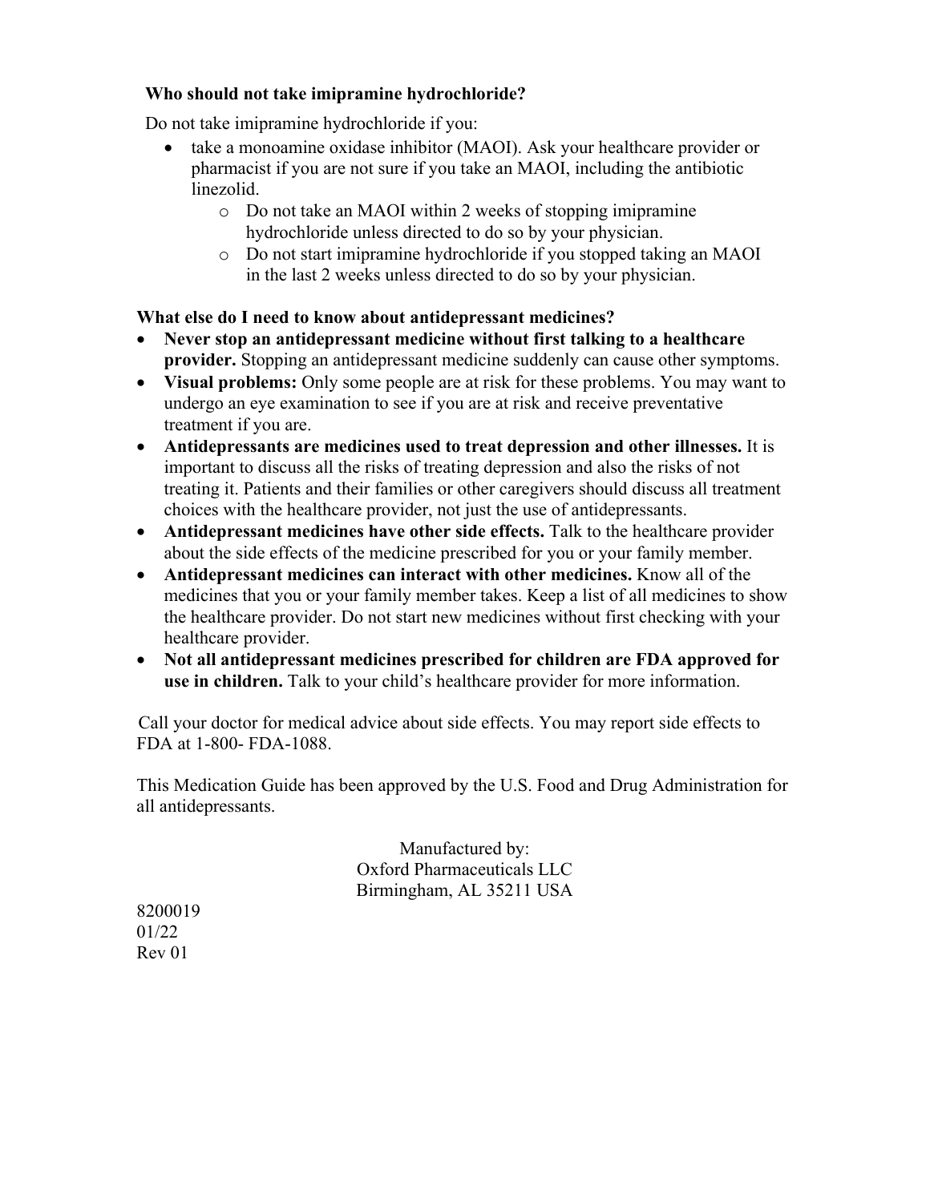**Who should not take imipramine hydrochloride?**

Do not take imipramine hydrochloride if you:

- take a monoamine oxidase inhibitor (MAOI). Ask your healthcare provider or pharmacist if you are not sure if you take an MAOI, including the antibiotic linezolid.
  - Do not take an MAOI within 2 weeks of stopping imipramine hydrochloride unless directed to do so by your physician.
  - Do not start imipramine hydrochloride if you stopped taking an MAOI in the last 2 weeks unless directed to do so by your physician.

**What else do I need to know about antidepressant medicines?**

- **Never stop an antidepressant medicine without first talking to a healthcare provider.** Stopping an antidepressant medicine suddenly can cause other symptoms.
- **Visual problems:** Only some people are at risk for these problems. You may want to undergo an eye examination to see if you are at risk and receive preventative treatment if you are.
- **Antidepressants are medicines used to treat depression and other illnesses.** It is important to discuss all the risks of treating depression and also the risks of not treating it. Patients and their families or other caregivers should discuss all treatment choices with the healthcare provider, not just the use of antidepressants.
- **Antidepressant medicines have other side effects.** Talk to the healthcare provider about the side effects of the medicine prescribed for you or your family member.
- **Antidepressant medicines can interact with other medicines.** Know all of the medicines that you or your family member takes. Keep a list of all medicines to show the healthcare provider. Do not start new medicines without first checking with your healthcare provider.
- **Not all antidepressant medicines prescribed for children are FDA approved for use in children.** Talk to your child's healthcare provider for more information.

Call your doctor for medical advice about side effects. You may report side effects to FDA at 1-800- FDA-1088.

This Medication Guide has been approved by the U.S. Food and Drug Administration for all antidepressants.

Manufactured by:
Oxford Pharmaceuticals LLC
Birmingham, AL 35211 USA

8200019
01/22
Rev 01